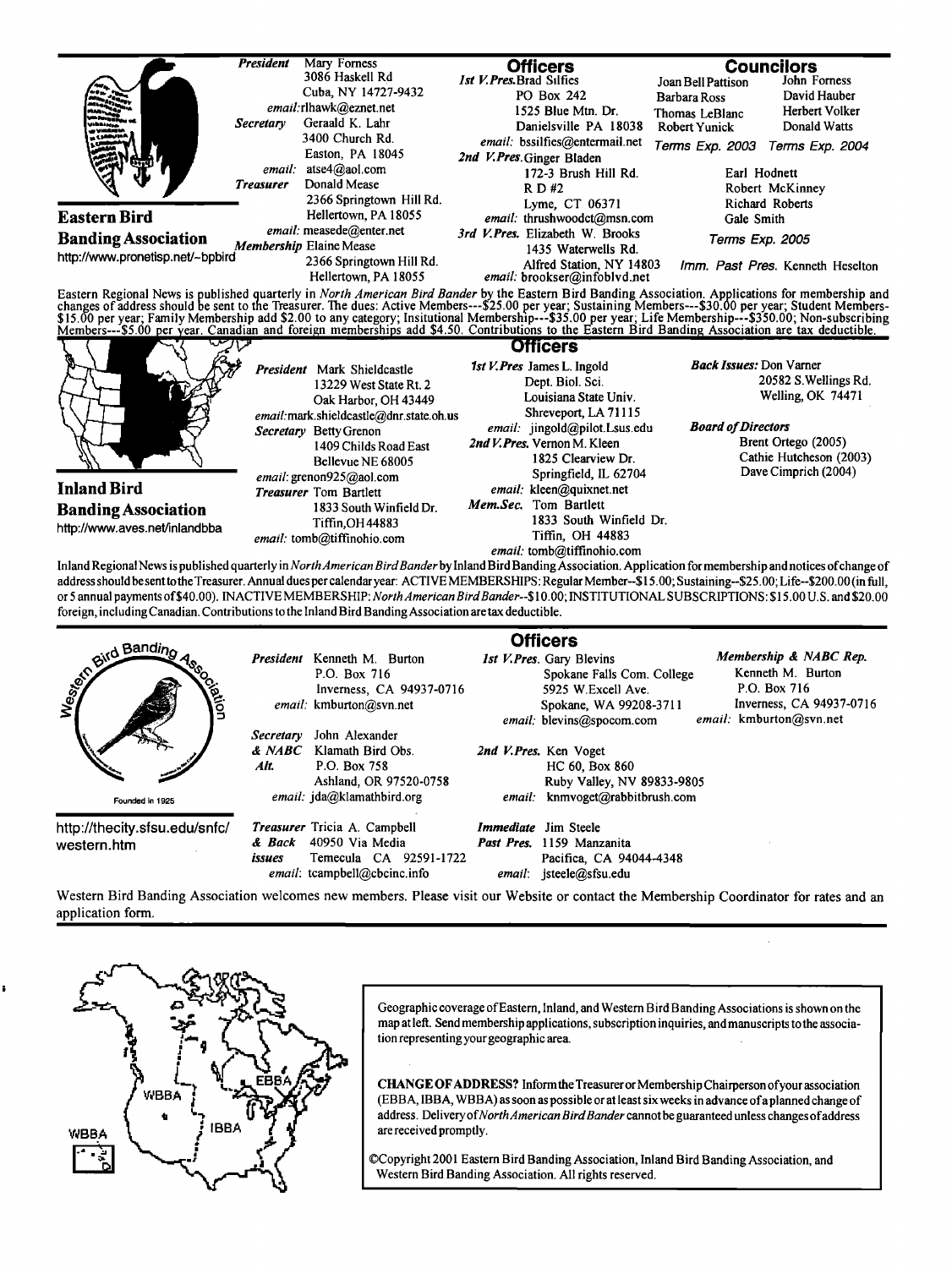## Eastern Bird Banding Association

http://www.pronetisp.net/~bpbird

**President** Mary Forness
3086 Haskell Rd
Cuba, NY 14727-9432
*email:* rlhawk@eznet.net

**Secretary** Geraald K. Lahr
3400 Church Rd.
Easton, PA 18045
*email:* atse4@aol.com

**Treasurer** Donald Mease
2366 Springtown Hill Rd.
Hellertown, PA 18055
*email:* measede@enter.net

**Membership** Elaine Mease
2366 Springtown Hill Rd.
Hellertown, PA 18055

### Officers

**1st V.Pres.** Brad Silfies
PO Box 242
1525 Blue Mtn. Dr.
Danielsville PA 18038
*email:* bssilfies@entermail.net

**2nd V.Pres.** Ginger Bladen
172-3 Brush Hill Rd.
R D #2
Lyme, CT 06371
*email:* thrushwoodct@msn.com

**3rd V.Pres.** Elizabeth W. Brooks
1435 Waterwells Rd.
Alfred Station, NY 14803
*email:* brookser@infoblvd.net

### Councilors

| Terms Exp. 2003 | Terms Exp. 2004 |
|---|---|
| Joan Bell Pattison | John Forness |
| Barbara Ross | David Hauber |
| Thomas LeBlanc | Herbert Volker |
| Robert Yunick | Donald Watts |

*Terms Exp. 2005*
Earl Hodnett
Robert McKinney
Richard Roberts
Gale Smith

*Imm. Past Pres.* Kenneth Heselton

Eastern Regional News is published quarterly in *North American Bird Bander* by the Eastern Bird Banding Association. Applications for membership and changes of address should be sent to the Treasurer. The dues: Active Members---$25.00 per year; Sustaining Members---$30.00 per year; Student Members-$15.00 per year; Family Membership add $2.00 to any category; Insitutional Membership---$35.00 per year; Life Membership---$350.00; Non-subscribing Members---$5.00 per year. Canadian and foreign memberships add $4.50. Contributions to the Eastern Bird Banding Association are tax deductible.

## Inland Bird Banding Association

http://www.aves.net/inlandbba

**President** Mark Shieldcastle
13229 West State Rt. 2
Oak Harbor, OH 43449
*email:* mark.shieldcastle@dnr.state.oh.us

**Secretary** Betty Grenon
1409 Childs Road East
Bellevue NE 68005
*email:* grenon925@aol.com

**Treasurer** Tom Bartlett
1833 South Winfield Dr.
Tiffin, OH 44883
*email:* tomb@tiffinohio.com

### Officers

**1st V.Pres** James L. Ingold
Dept. Biol. Sci.
Louisiana State Univ.
Shreveport, LA 71115
*email:* jingold@pilot.Lsus.edu

**2nd V.Pres.** Vernon M. Kleen
1825 Clearview Dr.
Springfield, IL 62704
*email:* kleen@quixnet.net

**Mem.Sec.** Tom Bartlett
1833 South Winfield Dr.
Tiffin, OH 44883
*email:* tomb@tiffinohio.com

**Back Issues:** Don Varner
20582 S.Wellings Rd.
Welling, OK 74471

**Board of Directors**
Brent Ortego (2005)
Cathie Hutcheson (2003)
Dave Cimprich (2004)

Inland Regional News is published quarterly in *North American Bird Bander* by Inland Bird Banding Association. Application for membership and notices of change of address should be sent to the Treasurer. Annual dues per calendar year: ACTIVE MEMBERSHIPS: Regular Member--$15.00; Sustaining--$25.00; Life--$200.00 (in full, or 5 annual payments of $40.00). INACTIVE MEMBERSHIP: *North American Bird Bander*--$10.00; INSTITUTIONAL SUBSCRIPTIONS: $15.00 U.S. and $20.00 foreign, including Canadian. Contributions to the Inland Bird Banding Association are tax deductible.

## Western Bird Banding Association

Founded in 1925

http://thecity.sfsu.edu/snfc/western.htm

**President** Kenneth M. Burton
P.O. Box 716
Inverness, CA 94937-0716
*email:* kmburton@svn.net

**Secretary & NABC Alt.** John Alexander
Klamath Bird Obs.
P.O. Box 758
Ashland, OR 97520-0758
*email:* jda@klamathbird.org

**Treasurer & Back issues** Tricia A. Campbell
40950 Via Media
Temecula CA 92591-1722
*email:* tcampbell@cbcinc.info

### Officers

**1st V.Pres.** Gary Blevins
Spokane Falls Com. College
5925 W.Excell Ave.
Spokane, WA 99208-3711
*email:* blevins@spocom.com

**2nd V.Pres.** Ken Voget
HC 60, Box 860
Ruby Valley, NV 89833-9805
*email:* knmvoget@rabbitbrush.com

**Immediate Past Pres.** Jim Steele
1159 Manzanita
Pacifica, CA 94044-4348
*email:* jsteele@sfsu.edu

**Membership & NABC Rep.** Kenneth M. Burton
P.O. Box 716
Inverness, CA 94937-0716
*email:* kmburton@svn.net

Western Bird Banding Association welcomes new members. Please visit our Website or contact the Membership Coordinator for rates and an application form.

---

WBBA — IBBA — EBBA

Geographic coverage of Eastern, Inland, and Western Bird Banding Associations is shown on the map at left. Send membership applications, subscription inquiries, and manuscripts to the association representing your geographic area.

**CHANGE OF ADDRESS?** Inform the Treasurer or Membership Chairperson of your association (EBBA, IBBA, WBBA) as soon as possible or at least six weeks in advance of a planned change of address. Delivery of *North American Bird Bander* cannot be guaranteed unless changes of address are received promptly.

©Copyright 2001 Eastern Bird Banding Association, Inland Bird Banding Association, and Western Bird Banding Association. All rights reserved.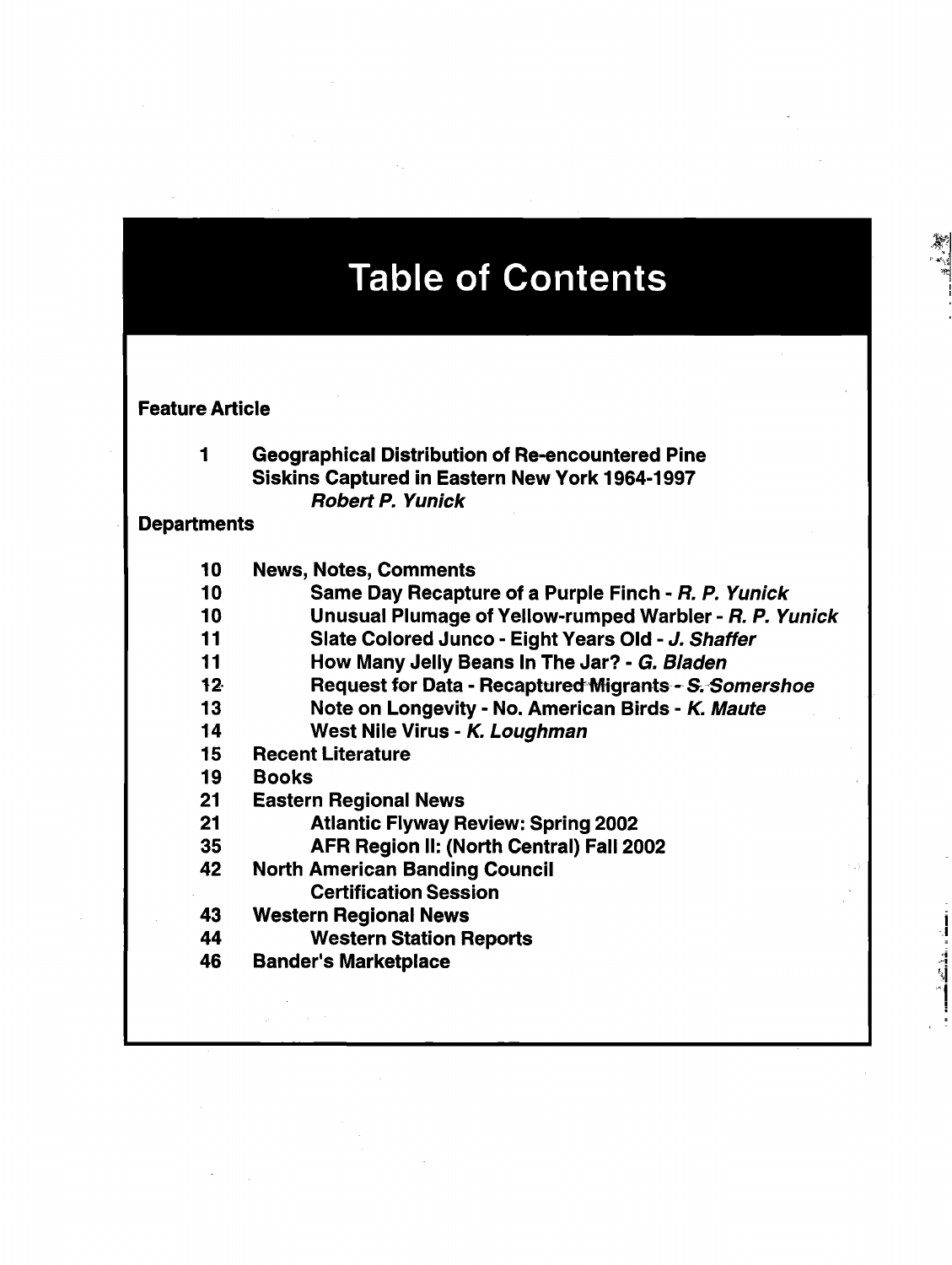# Table of Contents

**Feature Article**

| | |
|---|---|
| 1 | **Geographical Distribution of Re-encountered Pine Siskins Captured in Eastern New York 1964-1997** *Robert P. Yunick* |

**Departments**

| | |
|---|---|
| 10 | **News, Notes, Comments** |
| 10 | Same Day Recapture of a Purple Finch - *R. P. Yunick* |
| 10 | Unusual Plumage of Yellow-rumped Warbler - *R. P. Yunick* |
| 11 | Slate Colored Junco - Eight Years Old - *J. Shaffer* |
| 11 | How Many Jelly Beans In The Jar? - *G. Bladen* |
| 12 | Request for Data - Recaptured Migrants - *S. Somershoe* |
| 13 | Note on Longevity - No. American Birds - *K. Maute* |
| 14 | West Nile Virus - *K. Loughman* |
| 15 | **Recent Literature** |
| 19 | **Books** |
| 21 | **Eastern Regional News** |
| 21 | Atlantic Flyway Review: Spring 2002 |
| 35 | AFR Region II: (North Central) Fall 2002 |
| 42 | **North American Banding Council Certification Session** |
| 43 | **Western Regional News** |
| 44 | Western Station Reports |
| 46 | **Bander's Marketplace** |